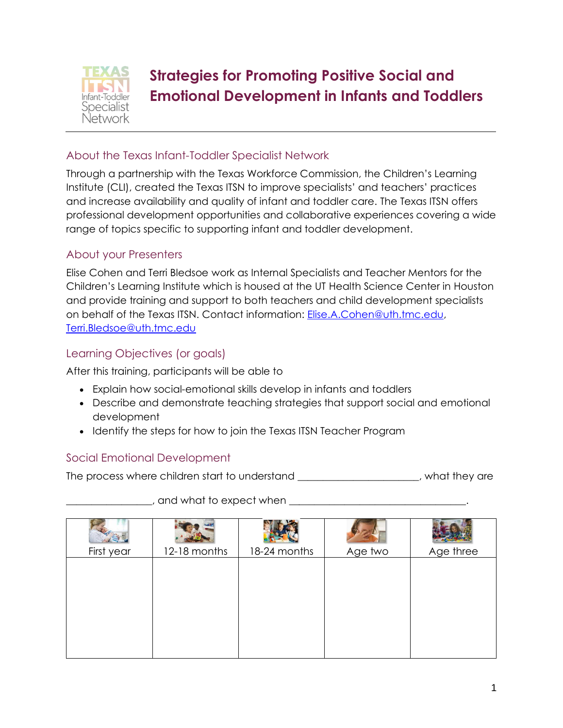# Strategies for Promoting Positive Social and Emotional Development in Infants and Toddlers

## About the Texas Infant-Toddler Specialist Network

Through a partnership with the Texas Workforce Commission, the Children's Learning Institute (CLI), created the Texas ITSN to improve specialists' and teachers' practices and increase availability and quality of infant and toddler care. The Texas ITSN offers professional development opportunities and collaborative experiences covering a wide range of topics specific to supporting infant and toddler development.

## About your Presenters

Elise Cohen and Terri Bledsoe work as Internal Specialists and Teacher Mentors for the Children's Learning Institute which is housed at the UT Health Science Center in Houston and provide training and support to both teachers and child development specialists on behalf of the Texas ITSN. Contact information: Elise.A.Cohen@uth.tmc.edu, Terri.Bledsoe@uth.tmc.edu

## Learning Objectives (or goals)

After this training, participants will be able to

- Explain how social-emotional skills develop in infants and toddlers
- Describe and demonstrate teaching strategies that support social and emotional development
- Identify the steps for how to join the Texas ITSN Teacher Program

## Social Emotional Development

The process where children start to understand ______________________, what they are ________________, and what to expect when ________________________________.

| First year | 12-18 months | 18-24 months | Age two | Age three |
|---|---|---|---|---|
| | | | | |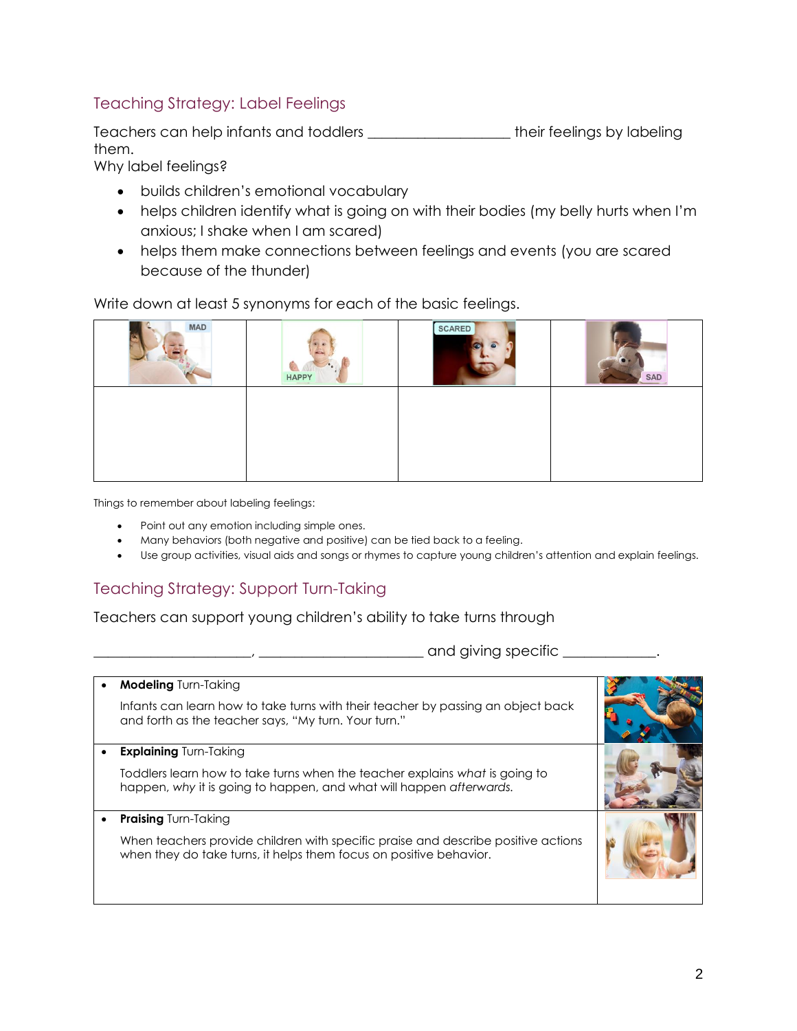## Teaching Strategy: Label Feelings

Teachers can help infants and toddlers ___________________ their feelings by labeling them.

Why label feelings?

- builds children's emotional vocabulary
- helps children identify what is going on with their bodies (my belly hurts when I'm anxious; I shake when I am scared)
- helps them make connections between feelings and events (you are scared because of the thunder)

Write down at least 5 synonyms for each of the basic feelings.

| MAD | HAPPY | SCARED | SAD |
|---|---|---|---|
| | | | |

Things to remember about labeling feelings:

- Point out any emotion including simple ones.
- Many behaviors (both negative and positive) can be tied back to a feeling.
- Use group activities, visual aids and songs or rhymes to capture young children's attention and explain feelings.

## Teaching Strategy: Support Turn-Taking

Teachers can support young children's ability to take turns through

______________________, ______________________ and giving specific _____________.

- **Modeling** Turn-Taking

  Infants can learn how to take turns with their teacher by passing an object back and forth as the teacher says, "My turn. Your turn."

- **Explaining** Turn-Taking

  Toddlers learn how to take turns when the teacher explains *what* is going to happen, *why* it is going to happen, and what will happen *afterwards.*

- **Praising** Turn-Taking

  When teachers provide children with specific praise and describe positive actions when they do take turns, it helps them focus on positive behavior.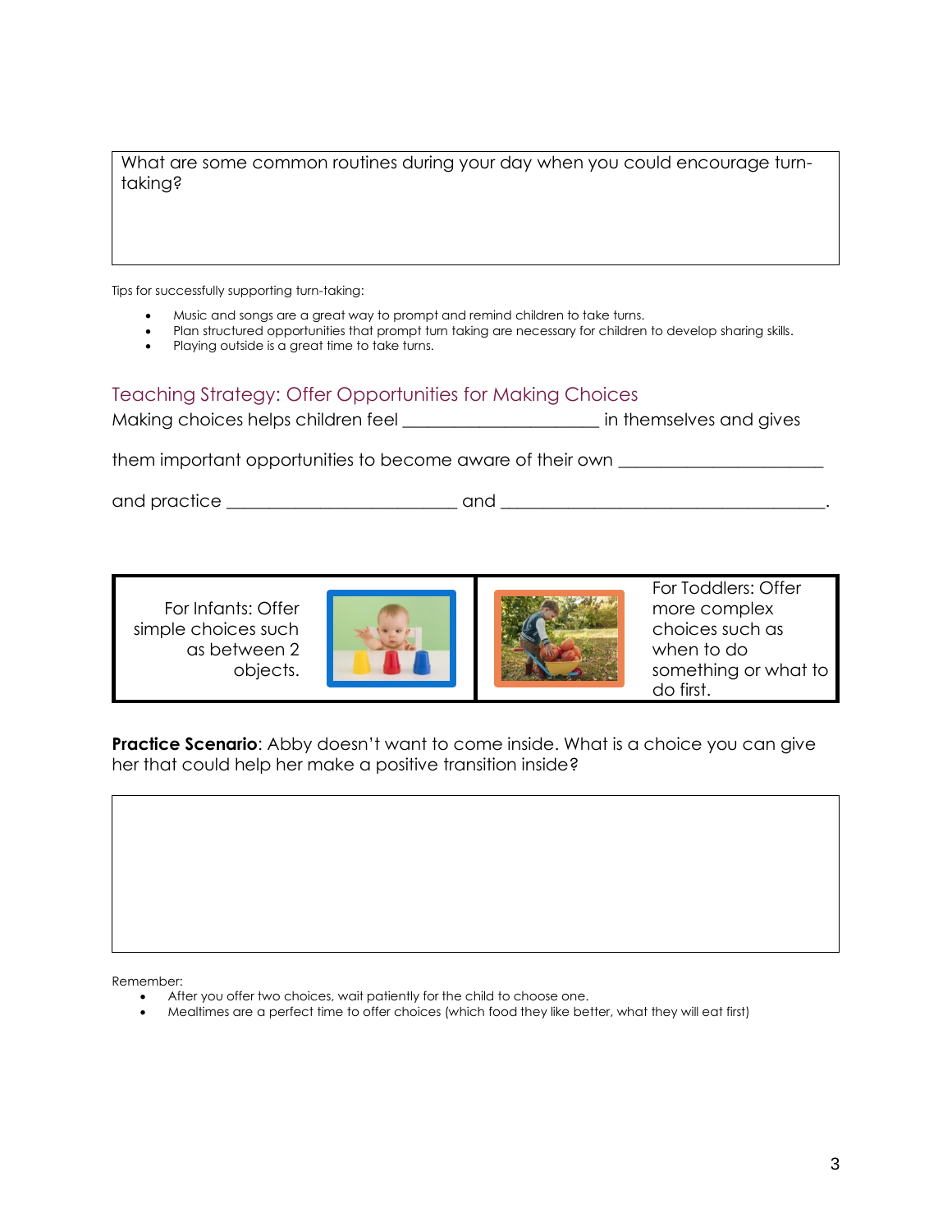What are some common routines during your day when you could encourage turn-taking?

Tips for successfully supporting turn-taking:

- Music and songs are a great way to prompt and remind children to take turns.
- Plan structured opportunities that prompt turn taking are necessary for children to develop sharing skills.
- Playing outside is a great time to take turns.

## Teaching Strategy: Offer Opportunities for Making Choices

Making choices helps children feel ______________________ in themselves and gives

them important opportunities to become aware of their own ______________________

and practice __________________________ and ____________________________________.

| For Infants: Offer simple choices such as between 2 objects. | For Toddlers: Offer more complex choices such as when to do something or what to do first. |
| --- | --- |

**Practice Scenario**: Abby doesn't want to come inside. What is a choice you can give her that could help her make a positive transition inside?

Remember:

- After you offer two choices, wait patiently for the child to choose one.
- Mealtimes are a perfect time to offer choices (which food they like better, what they will eat first)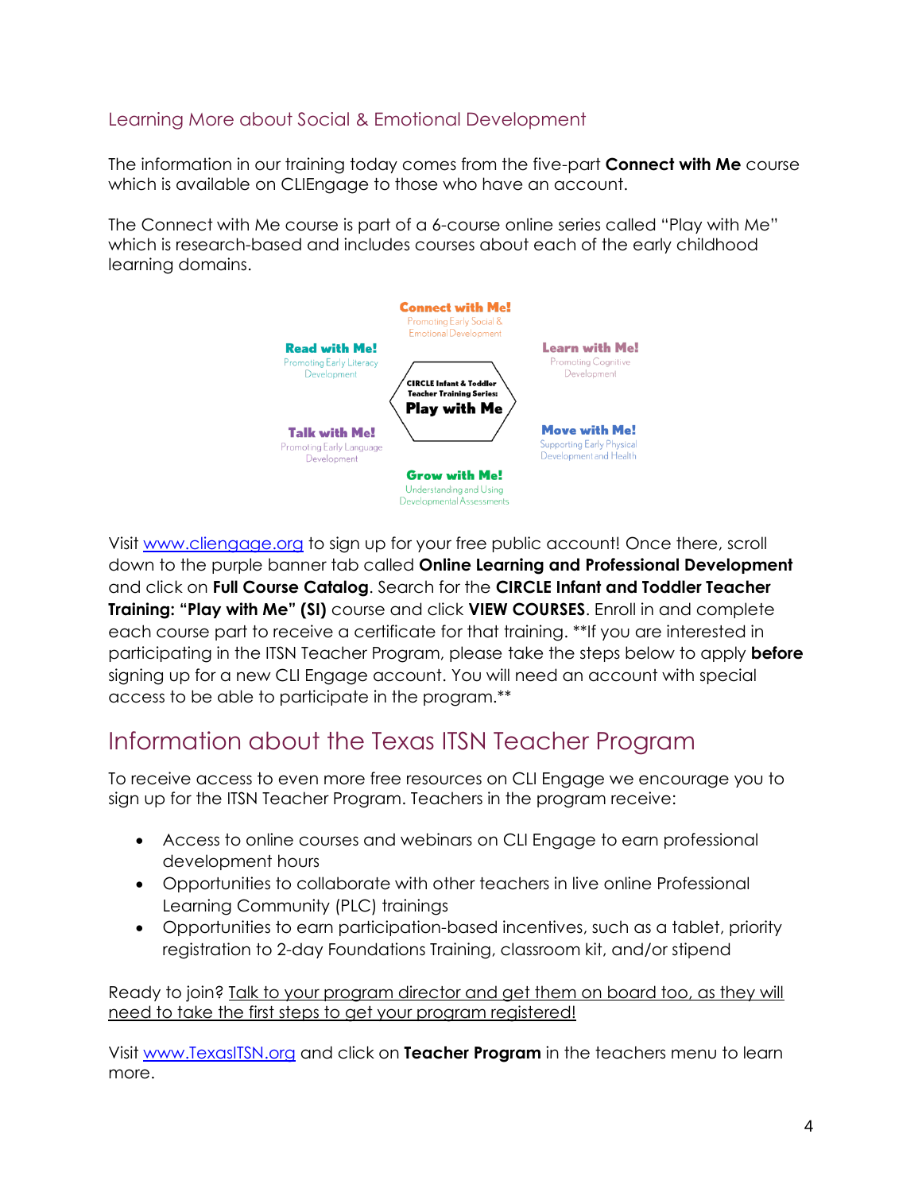## Learning More about Social & Emotional Development

The information in our training today comes from the five-part **Connect with Me** course which is available on CLIEngage to those who have an account.

The Connect with Me course is part of a 6-course online series called "Play with Me" which is research-based and includes courses about each of the early childhood learning domains.

**Connect with Me!**
Promoting Early Social & Emotional Development

**Read with Me!**
Promoting Early Literacy Development

**Learn with Me!**
Promoting Cognitive Development

CIRCLE Infant & Toddler Teacher Training Series:
**Play with Me**

**Talk with Me!**
Promoting Early Language Development

**Move with Me!**
Supporting Early Physical Development and Health

**Grow with Me!**
Understanding and Using Developmental Assessments

Visit www.cliengage.org to sign up for your free public account! Once there, scroll down to the purple banner tab called **Online Learning and Professional Development** and click on **Full Course Catalog**. Search for the **CIRCLE Infant and Toddler Teacher Training: "Play with Me" (SI)** course and click **VIEW COURSES**. Enroll in and complete each course part to receive a certificate for that training. **If you are interested in participating in the ITSN Teacher Program, please take the steps below to apply **before** signing up for a new CLI Engage account. You will need an account with special access to be able to participate in the program.**

# Information about the Texas ITSN Teacher Program

To receive access to even more free resources on CLI Engage we encourage you to sign up for the ITSN Teacher Program. Teachers in the program receive:

- Access to online courses and webinars on CLI Engage to earn professional development hours
- Opportunities to collaborate with other teachers in live online Professional Learning Community (PLC) trainings
- Opportunities to earn participation-based incentives, such as a tablet, priority registration to 2-day Foundations Training, classroom kit, and/or stipend

Ready to join? Talk to your program director and get them on board too, as they will need to take the first steps to get your program registered!

Visit www.TexasITSN.org and click on **Teacher Program** in the teachers menu to learn more.